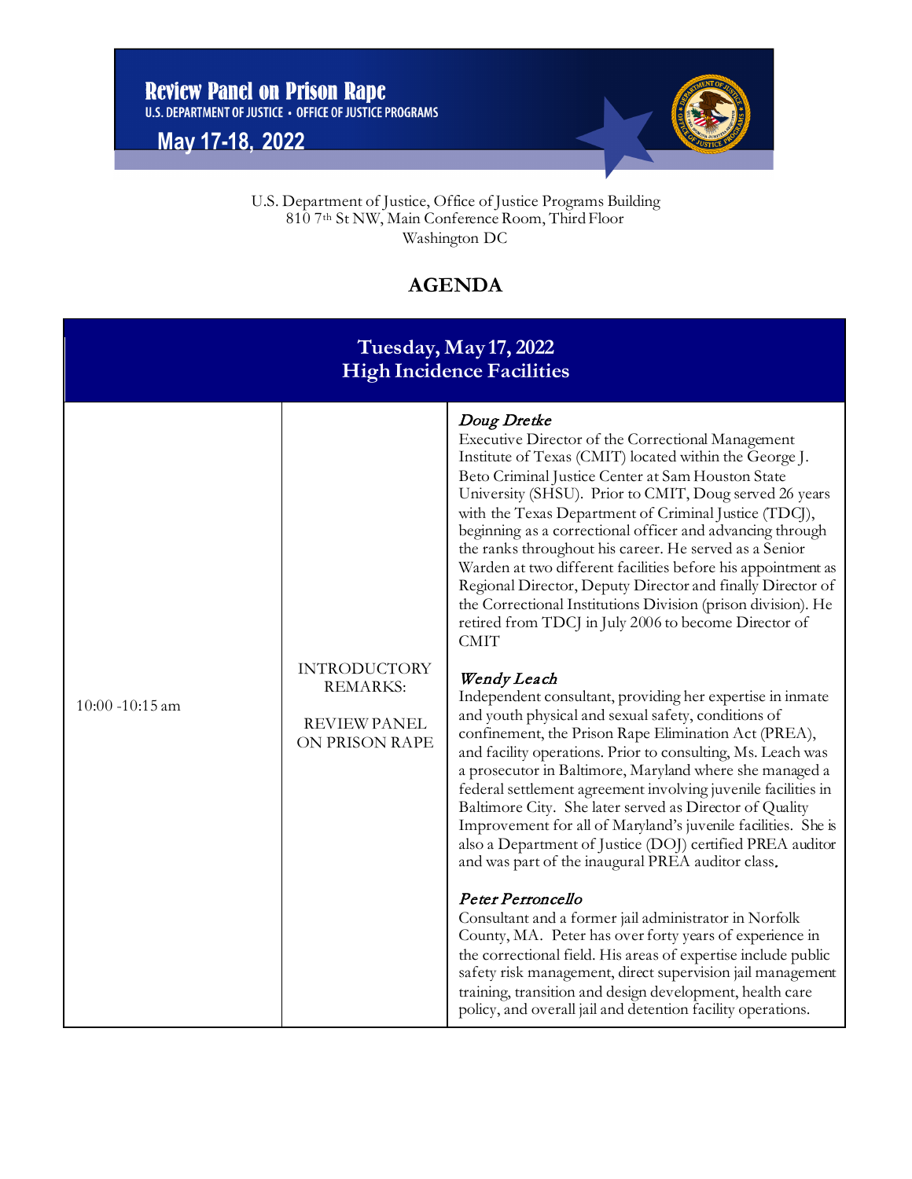# Review Panel on Prison Rape

U.S. DEPARTMENT OF JUSTICE • OFFICE OF JUSTICE PROGRAMS

**May 17-18, 2022**

U.S. Department of Justice, Office of Justice Programs Building
810 7th St NW, Main Conference Room, Third Floor
Washington DC

## AGENDA

| Tuesday, May 17, 2022<br>High Incidence Facilities | | |
|---|---|---|
| 10:00 -10:15 am | INTRODUCTORY REMARKS:<br><br>REVIEW PANEL ON PRISON RAPE | *Doug Dretke*<br>Executive Director of the Correctional Management Institute of Texas (CMIT) located within the George J. Beto Criminal Justice Center at Sam Houston State University (SHSU). Prior to CMIT, Doug served 26 years with the Texas Department of Criminal Justice (TDCJ), beginning as a correctional officer and advancing through the ranks throughout his career. He served as a Senior Warden at two different facilities before his appointment as Regional Director, Deputy Director and finally Director of the Correctional Institutions Division (prison division). He retired from TDCJ in July 2006 to become Director of CMIT<br><br>*Wendy Leach*<br>Independent consultant, providing her expertise in inmate and youth physical and sexual safety, conditions of confinement, the Prison Rape Elimination Act (PREA), and facility operations. Prior to consulting, Ms. Leach was a prosecutor in Baltimore, Maryland where she managed a federal settlement agreement involving juvenile facilities in Baltimore City. She later served as Director of Quality Improvement for all of Maryland's juvenile facilities. She is also a Department of Justice (DOJ) certified PREA auditor and was part of the inaugural PREA auditor class.<br><br>*Peter Perroncello*<br>Consultant and a former jail administrator in Norfolk County, MA. Peter has over forty years of experience in the correctional field. His areas of expertise include public safety risk management, direct supervision jail management training, transition and design development, health care policy, and overall jail and detention facility operations. |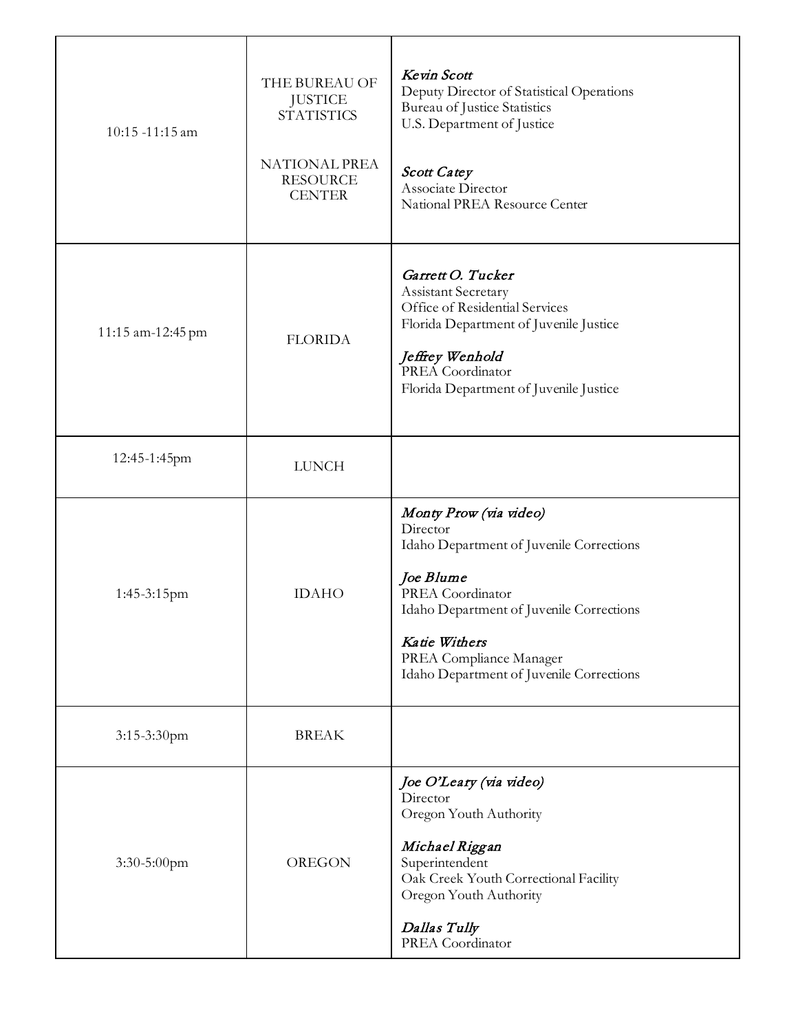| | | |
|---|---|---|
| 10:15 -11:15 am | THE BUREAU OF JUSTICE STATISTICS<br><br>NATIONAL PREA RESOURCE CENTER | *Kevin Scott*<br>Deputy Director of Statistical Operations<br>Bureau of Justice Statistics<br>U.S. Department of Justice<br><br>*Scott Catey*<br>Associate Director<br>National PREA Resource Center |
| 11:15 am-12:45 pm | FLORIDA | *Garrett O. Tucker*<br>Assistant Secretary<br>Office of Residential Services<br>Florida Department of Juvenile Justice<br><br>*Jeffrey Wenhold*<br>PREA Coordinator<br>Florida Department of Juvenile Justice |
| 12:45-1:45pm | LUNCH | |
| 1:45-3:15pm | IDAHO | *Monty Prow (via video)*<br>Director<br>Idaho Department of Juvenile Corrections<br><br>*Joe Blume*<br>PREA Coordinator<br>Idaho Department of Juvenile Corrections<br><br>*Katie Withers*<br>PREA Compliance Manager<br>Idaho Department of Juvenile Corrections |
| 3:15-3:30pm | BREAK | |
| 3:30-5:00pm | OREGON | *Joe O'Leary (via video)*<br>Director<br>Oregon Youth Authority<br><br>*Michael Riggan*<br>Superintendent<br>Oak Creek Youth Correctional Facility<br>Oregon Youth Authority<br><br>*Dallas Tully*<br>PREA Coordinator |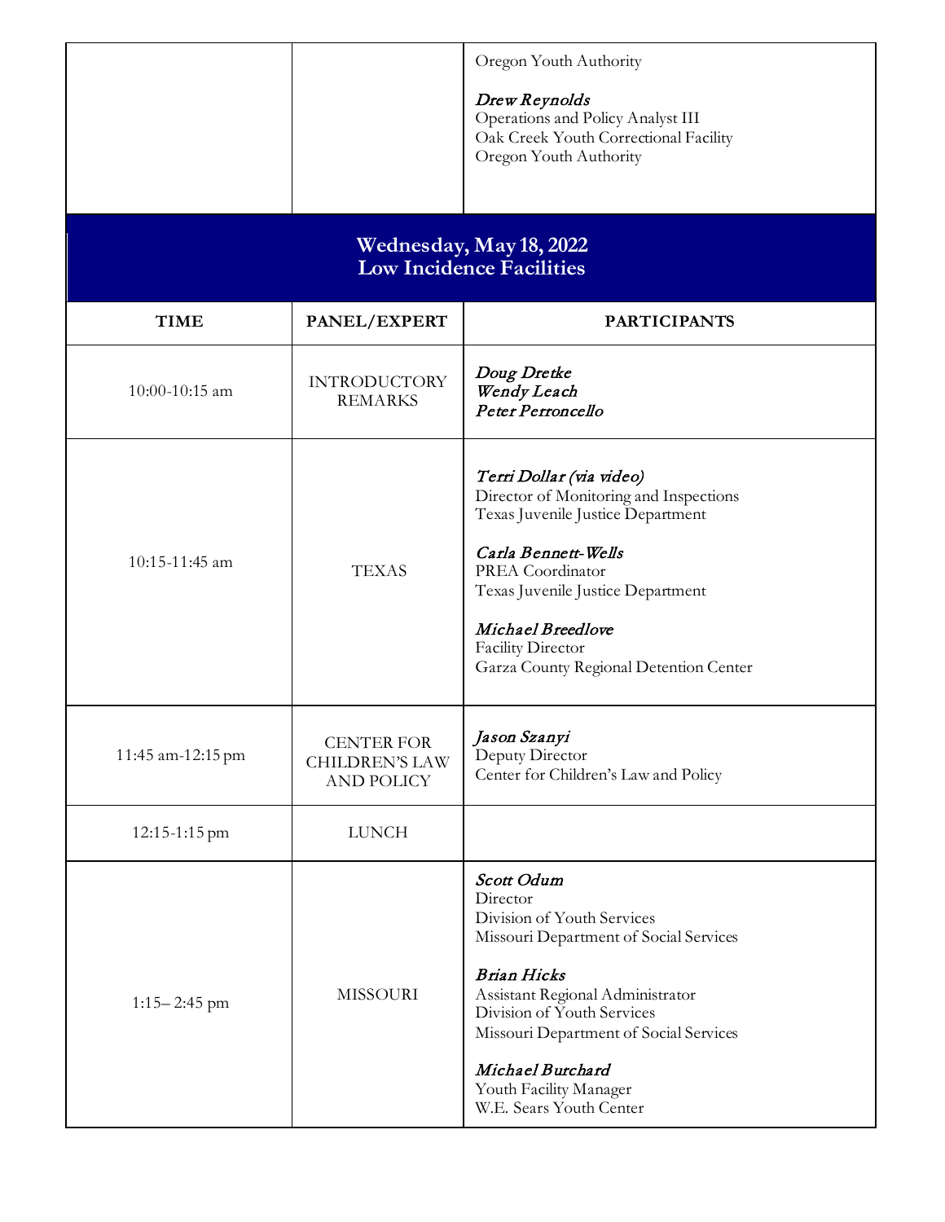| | | |
|---|---|---|
| | | Oregon Youth Authority<br><br>*Drew Reynolds*<br>Operations and Policy Analyst III<br>Oak Creek Youth Correctional Facility<br>Oregon Youth Authority |

## Wednesday, May 18, 2022
## Low Incidence Facilities

| TIME | PANEL/EXPERT | PARTICIPANTS |
|---|---|---|
| 10:00-10:15 am | INTRODUCTORY REMARKS | *Doug Dretke*<br>*Wendy Leach*<br>*Peter Perroncello* |
| 10:15-11:45 am | TEXAS | *Terri Dollar (via video)*<br>Director of Monitoring and Inspections<br>Texas Juvenile Justice Department<br><br>*Carla Bennett-Wells*<br>PREA Coordinator<br>Texas Juvenile Justice Department<br><br>*Michael Breedlove*<br>Facility Director<br>Garza County Regional Detention Center |
| 11:45 am-12:15 pm | CENTER FOR CHILDREN'S LAW AND POLICY | *Jason Szanyi*<br>Deputy Director<br>Center for Children's Law and Policy |
| 12:15-1:15 pm | LUNCH | |
| 1:15– 2:45 pm | MISSOURI | *Scott Odum*<br>Director<br>Division of Youth Services<br>Missouri Department of Social Services<br><br>*Brian Hicks*<br>Assistant Regional Administrator<br>Division of Youth Services<br>Missouri Department of Social Services<br><br>*Michael Burchard*<br>Youth Facility Manager<br>W.E. Sears Youth Center |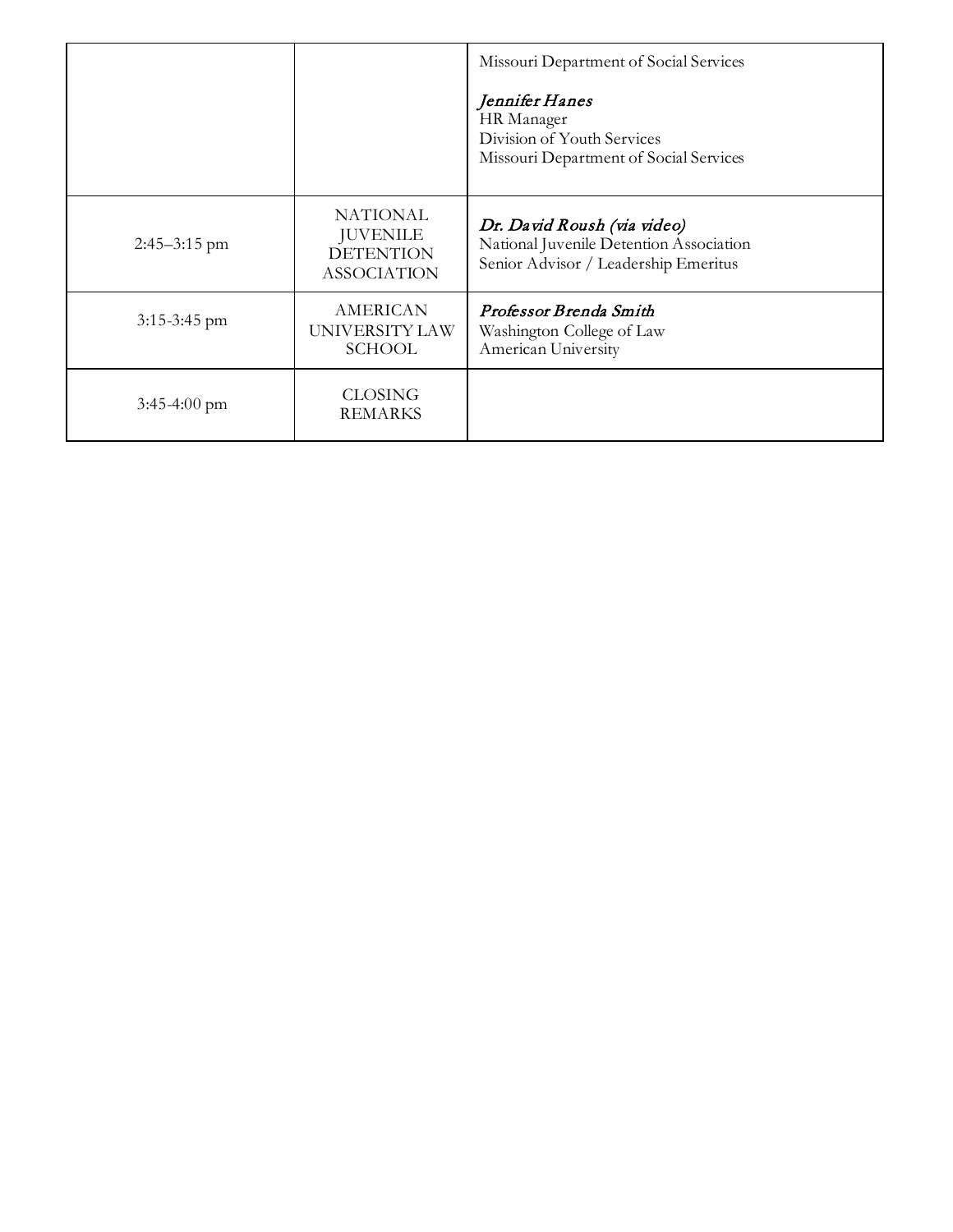| | | |
|---|---|---|
| | | Missouri Department of Social Services<br><br>*Jennifer Hanes*<br>HR Manager<br>Division of Youth Services<br>Missouri Department of Social Services |
| 2:45–3:15 pm | NATIONAL JUVENILE DETENTION ASSOCIATION | *Dr. David Roush (via video)*<br>National Juvenile Detention Association<br>Senior Advisor / Leadership Emeritus |
| 3:15-3:45 pm | AMERICAN UNIVERSITY LAW SCHOOL | *Professor Brenda Smith*<br>Washington College of Law<br>American University |
| 3:45-4:00 pm | CLOSING REMARKS | |